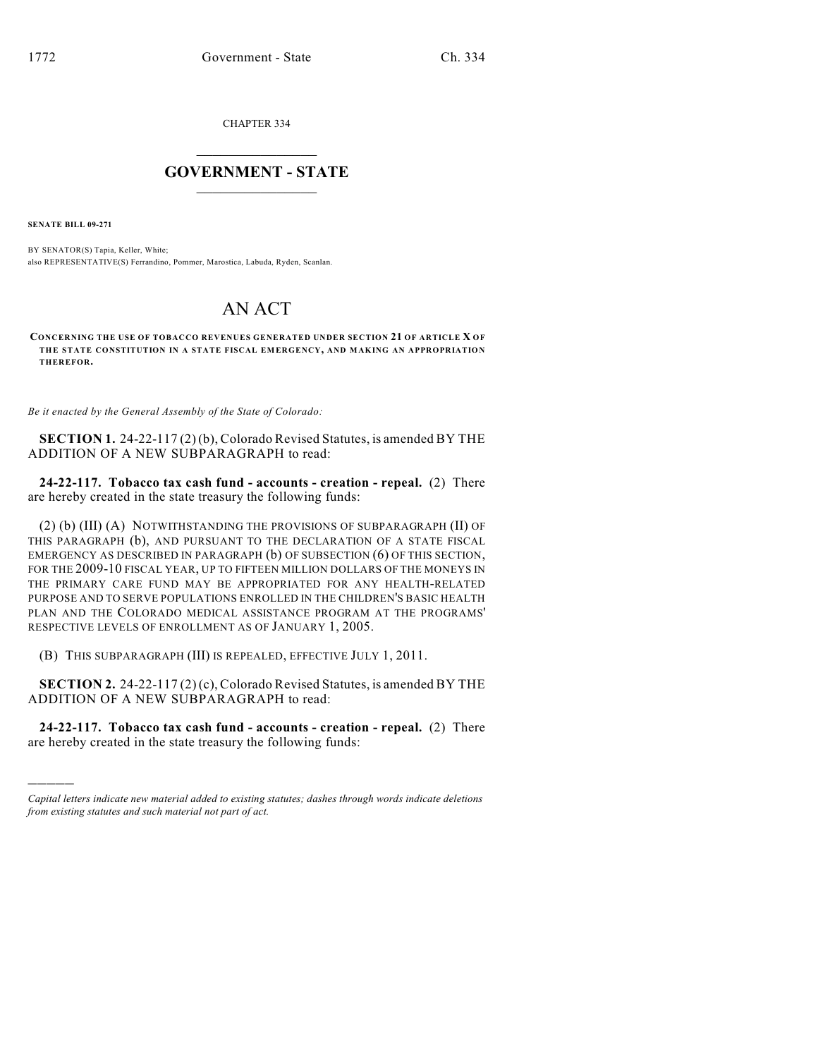CHAPTER 334

# GOVERNMENT - STATE

**SENATE BILL 09-271**

BY SENATOR(S) Tapia, Keller, White;
also REPRESENTATIVE(S) Ferrandino, Pommer, Marostica, Labuda, Ryden, Scanlan.

# AN ACT

**CONCERNING THE USE OF TOBACCO REVENUES GENERATED UNDER SECTION 21 OF ARTICLE X OF THE STATE CONSTITUTION IN A STATE FISCAL EMERGENCY, AND MAKING AN APPROPRIATION THEREFOR.**

*Be it enacted by the General Assembly of the State of Colorado:*

**SECTION 1.** 24-22-117 (2) (b), Colorado Revised Statutes, is amended BY THE ADDITION OF A NEW SUBPARAGRAPH to read:

**24-22-117. Tobacco tax cash fund - accounts - creation - repeal.** (2) There are hereby created in the state treasury the following funds:

(2) (b) (III) (A) NOTWITHSTANDING THE PROVISIONS OF SUBPARAGRAPH (II) OF THIS PARAGRAPH (b), AND PURSUANT TO THE DECLARATION OF A STATE FISCAL EMERGENCY AS DESCRIBED IN PARAGRAPH (b) OF SUBSECTION (6) OF THIS SECTION, FOR THE 2009-10 FISCAL YEAR, UP TO FIFTEEN MILLION DOLLARS OF THE MONEYS IN THE PRIMARY CARE FUND MAY BE APPROPRIATED FOR ANY HEALTH-RELATED PURPOSE AND TO SERVE POPULATIONS ENROLLED IN THE CHILDREN'S BASIC HEALTH PLAN AND THE COLORADO MEDICAL ASSISTANCE PROGRAM AT THE PROGRAMS' RESPECTIVE LEVELS OF ENROLLMENT AS OF JANUARY 1, 2005.

(B) THIS SUBPARAGRAPH (III) IS REPEALED, EFFECTIVE JULY 1, 2011.

**SECTION 2.** 24-22-117 (2) (c), Colorado Revised Statutes, is amended BY THE ADDITION OF A NEW SUBPARAGRAPH to read:

**24-22-117. Tobacco tax cash fund - accounts - creation - repeal.** (2) There are hereby created in the state treasury the following funds:

*Capital letters indicate new material added to existing statutes; dashes through words indicate deletions from existing statutes and such material not part of act.*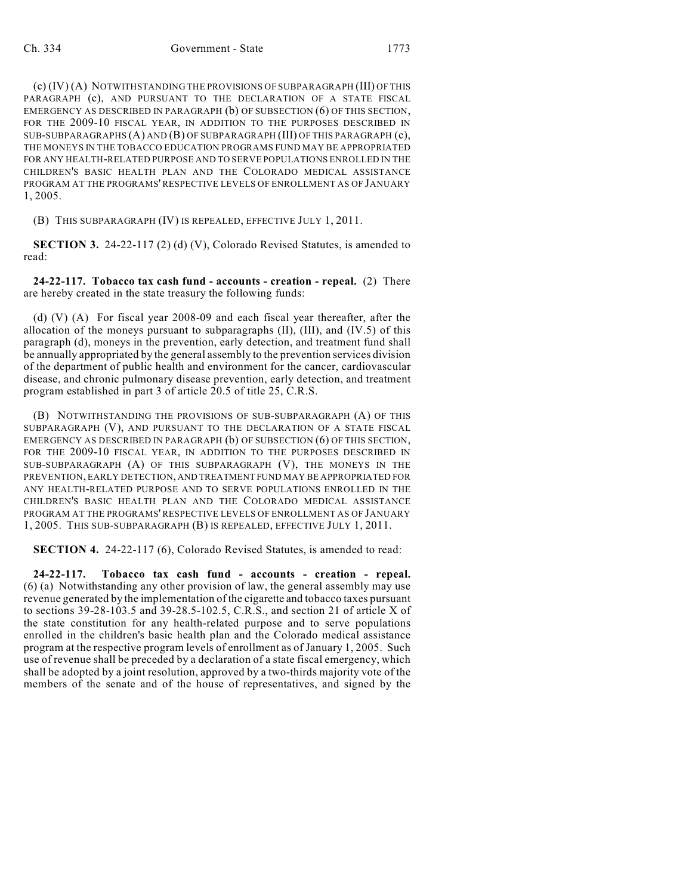(c) (IV) (A) NOTWITHSTANDING THE PROVISIONS OF SUBPARAGRAPH (III) OF THIS PARAGRAPH (c), AND PURSUANT TO THE DECLARATION OF A STATE FISCAL EMERGENCY AS DESCRIBED IN PARAGRAPH (b) OF SUBSECTION (6) OF THIS SECTION, FOR THE 2009-10 FISCAL YEAR, IN ADDITION TO THE PURPOSES DESCRIBED IN SUB-SUBPARAGRAPHS (A) AND (B) OF SUBPARAGRAPH (III) OF THIS PARAGRAPH (c), THE MONEYS IN THE TOBACCO EDUCATION PROGRAMS FUND MAY BE APPROPRIATED FOR ANY HEALTH-RELATED PURPOSE AND TO SERVE POPULATIONS ENROLLED IN THE CHILDREN'S BASIC HEALTH PLAN AND THE COLORADO MEDICAL ASSISTANCE PROGRAM AT THE PROGRAMS' RESPECTIVE LEVELS OF ENROLLMENT AS OF JANUARY 1, 2005.

(B) THIS SUBPARAGRAPH (IV) IS REPEALED, EFFECTIVE JULY 1, 2011.

**SECTION 3.** 24-22-117 (2) (d) (V), Colorado Revised Statutes, is amended to read:

**24-22-117. Tobacco tax cash fund - accounts - creation - repeal.** (2) There are hereby created in the state treasury the following funds:

(d) (V) (A) For fiscal year 2008-09 and each fiscal year thereafter, after the allocation of the moneys pursuant to subparagraphs (II), (III), and (IV.5) of this paragraph (d), moneys in the prevention, early detection, and treatment fund shall be annually appropriated by the general assembly to the prevention services division of the department of public health and environment for the cancer, cardiovascular disease, and chronic pulmonary disease prevention, early detection, and treatment program established in part 3 of article 20.5 of title 25, C.R.S.

(B) NOTWITHSTANDING THE PROVISIONS OF SUB-SUBPARAGRAPH (A) OF THIS SUBPARAGRAPH (V), AND PURSUANT TO THE DECLARATION OF A STATE FISCAL EMERGENCY AS DESCRIBED IN PARAGRAPH (b) OF SUBSECTION (6) OF THIS SECTION, FOR THE 2009-10 FISCAL YEAR, IN ADDITION TO THE PURPOSES DESCRIBED IN SUB-SUBPARAGRAPH (A) OF THIS SUBPARAGRAPH (V), THE MONEYS IN THE PREVENTION, EARLY DETECTION, AND TREATMENT FUND MAY BE APPROPRIATED FOR ANY HEALTH-RELATED PURPOSE AND TO SERVE POPULATIONS ENROLLED IN THE CHILDREN'S BASIC HEALTH PLAN AND THE COLORADO MEDICAL ASSISTANCE PROGRAM AT THE PROGRAMS' RESPECTIVE LEVELS OF ENROLLMENT AS OF JANUARY 1, 2005. THIS SUB-SUBPARAGRAPH (B) IS REPEALED, EFFECTIVE JULY 1, 2011.

**SECTION 4.** 24-22-117 (6), Colorado Revised Statutes, is amended to read:

**24-22-117. Tobacco tax cash fund - accounts - creation - repeal.** (6) (a) Notwithstanding any other provision of law, the general assembly may use revenue generated by the implementation of the cigarette and tobacco taxes pursuant to sections 39-28-103.5 and 39-28.5-102.5, C.R.S., and section 21 of article X of the state constitution for any health-related purpose and to serve populations enrolled in the children's basic health plan and the Colorado medical assistance program at the respective program levels of enrollment as of January 1, 2005. Such use of revenue shall be preceded by a declaration of a state fiscal emergency, which shall be adopted by a joint resolution, approved by a two-thirds majority vote of the members of the senate and of the house of representatives, and signed by the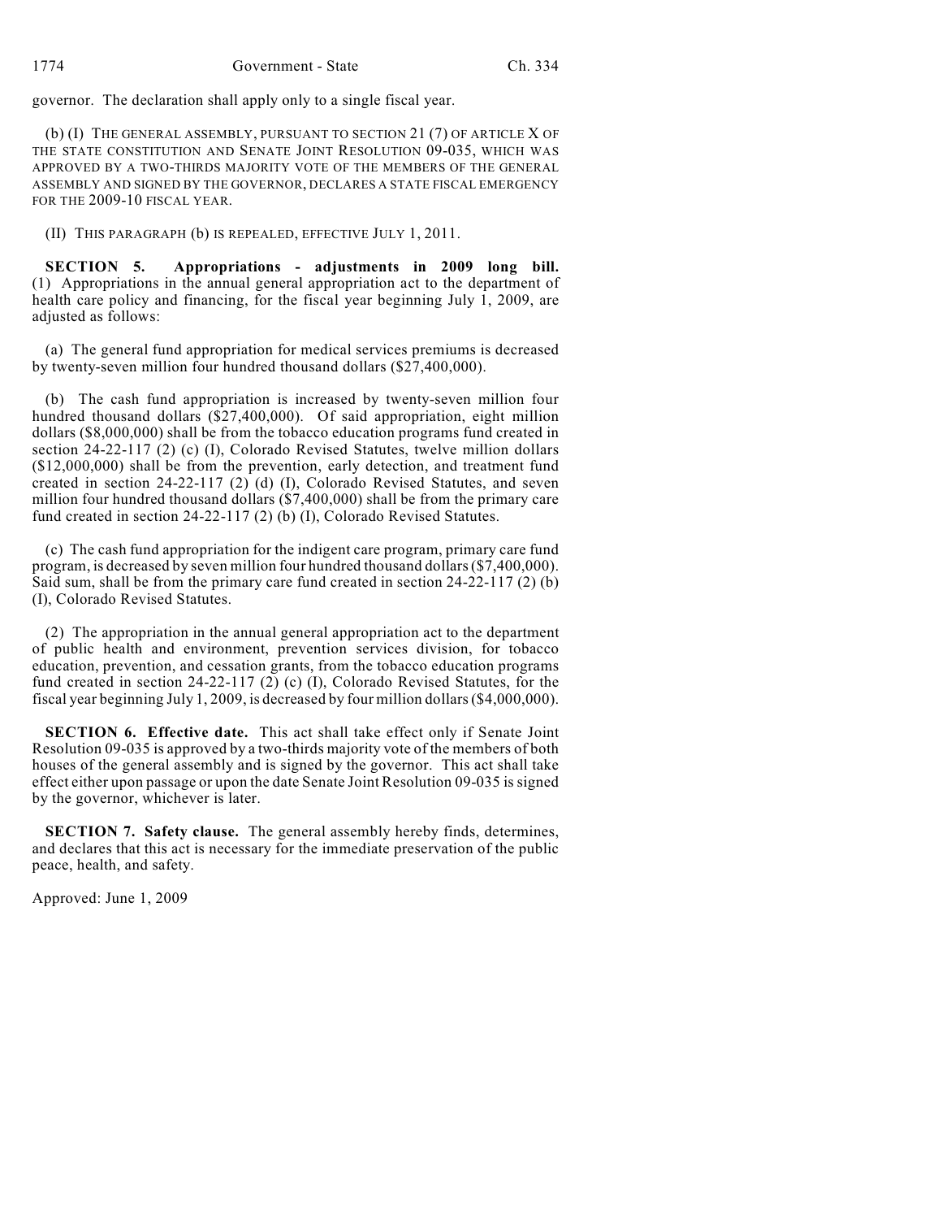governor. The declaration shall apply only to a single fiscal year.

(b) (I) THE GENERAL ASSEMBLY, PURSUANT TO SECTION 21 (7) OF ARTICLE X OF THE STATE CONSTITUTION AND SENATE JOINT RESOLUTION 09-035, WHICH WAS APPROVED BY A TWO-THIRDS MAJORITY VOTE OF THE MEMBERS OF THE GENERAL ASSEMBLY AND SIGNED BY THE GOVERNOR, DECLARES A STATE FISCAL EMERGENCY FOR THE 2009-10 FISCAL YEAR.

(II) THIS PARAGRAPH (b) IS REPEALED, EFFECTIVE JULY 1, 2011.

**SECTION 5. Appropriations - adjustments in 2009 long bill.** (1) Appropriations in the annual general appropriation act to the department of health care policy and financing, for the fiscal year beginning July 1, 2009, are adjusted as follows:

(a) The general fund appropriation for medical services premiums is decreased by twenty-seven million four hundred thousand dollars ($27,400,000).

(b) The cash fund appropriation is increased by twenty-seven million four hundred thousand dollars ($27,400,000). Of said appropriation, eight million dollars ($8,000,000) shall be from the tobacco education programs fund created in section 24-22-117 (2) (c) (I), Colorado Revised Statutes, twelve million dollars ($12,000,000) shall be from the prevention, early detection, and treatment fund created in section 24-22-117 (2) (d) (I), Colorado Revised Statutes, and seven million four hundred thousand dollars ($7,400,000) shall be from the primary care fund created in section 24-22-117 (2) (b) (I), Colorado Revised Statutes.

(c) The cash fund appropriation for the indigent care program, primary care fund program, is decreased by seven million four hundred thousand dollars ($7,400,000). Said sum, shall be from the primary care fund created in section 24-22-117 (2) (b) (I), Colorado Revised Statutes.

(2) The appropriation in the annual general appropriation act to the department of public health and environment, prevention services division, for tobacco education, prevention, and cessation grants, from the tobacco education programs fund created in section 24-22-117 (2) (c) (I), Colorado Revised Statutes, for the fiscal year beginning July 1, 2009, is decreased by four million dollars ($4,000,000).

**SECTION 6. Effective date.** This act shall take effect only if Senate Joint Resolution 09-035 is approved by a two-thirds majority vote of the members of both houses of the general assembly and is signed by the governor. This act shall take effect either upon passage or upon the date Senate Joint Resolution 09-035 is signed by the governor, whichever is later.

**SECTION 7. Safety clause.** The general assembly hereby finds, determines, and declares that this act is necessary for the immediate preservation of the public peace, health, and safety.

Approved: June 1, 2009